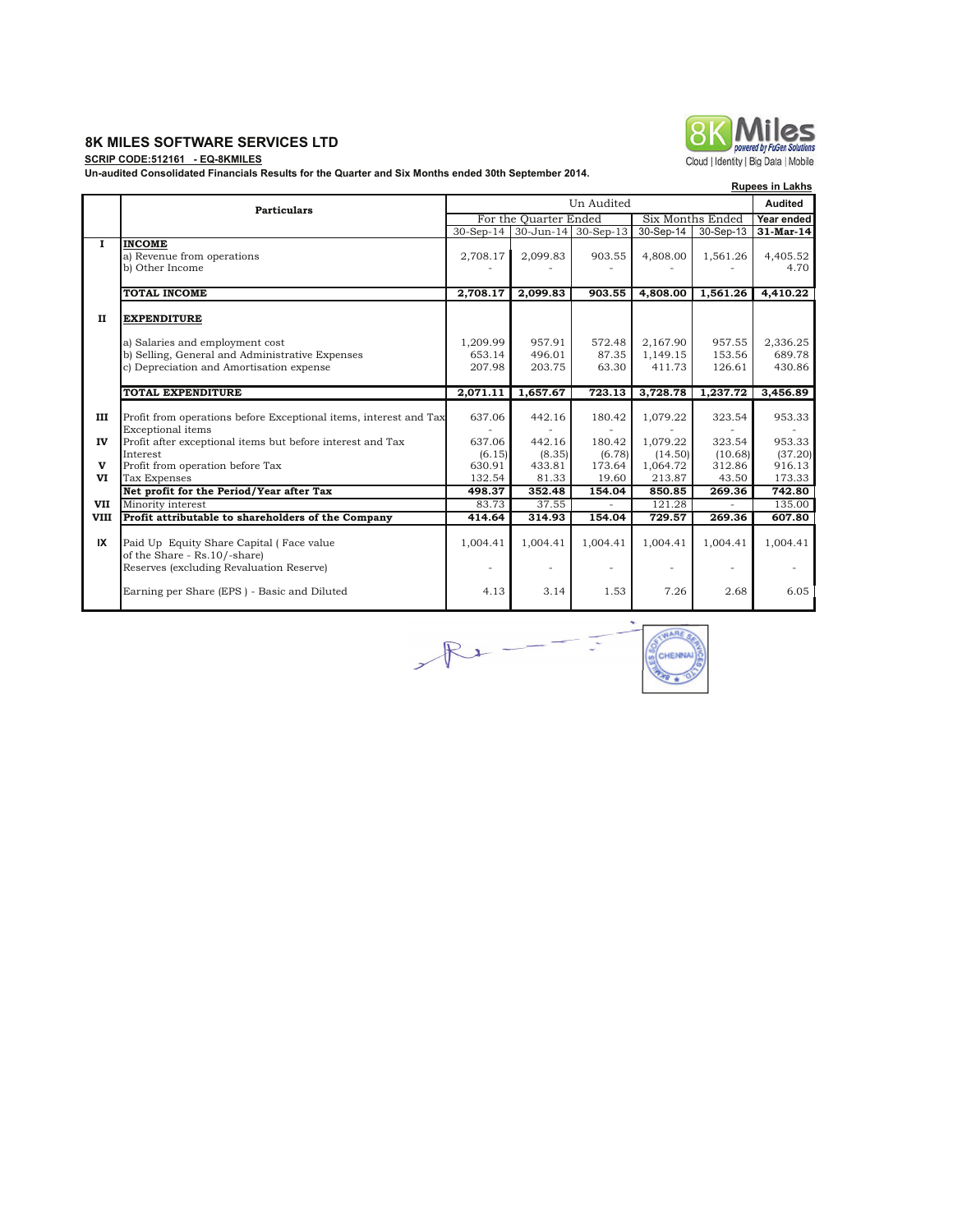# 8K MILES SOFTWARE SERVICES LTD

**SCRIP CODE:512161 - EQ-8KMILES**

**Un-audited Consolidated Financials Results for the Quarter and Six Months ended 30th September 2014.**

8K Miles powered by FuGen Solutions
Cloud | Identity | Big Data | Mobile

**Rupees in Lakhs**

| | Particulars | Un Audited | | | | | Audited |
|---|---|---|---|---|---|---|---|
| | | For the Quarter Ended | | | Six Months Ended | | Year ended |
| | | 30-Sep-14 | 30-Jun-14 | 30-Sep-13 | 30-Sep-14 | 30-Sep-13 | 31-Mar-14 |
| I | **INCOME** | | | | | | |
| | a) Revenue from operations | 2,708.17 | 2,099.83 | 903.55 | 4,808.00 | 1,561.26 | 4,405.52 |
| | b) Other Income | - | - | - | - | - | 4.70 |
| | **TOTAL INCOME** | **2,708.17** | **2,099.83** | **903.55** | **4,808.00** | **1,561.26** | **4,410.22** |
| II | **EXPENDITURE** | | | | | | |
| | a) Salaries and employment cost | 1,209.99 | 957.91 | 572.48 | 2,167.90 | 957.55 | 2,336.25 |
| | b) Selling, General and Administrative Expenses | 653.14 | 496.01 | 87.35 | 1,149.15 | 153.56 | 689.78 |
| | c) Depreciation and Amortisation expense | 207.98 | 203.75 | 63.30 | 411.73 | 126.61 | 430.86 |
| | **TOTAL EXPENDITURE** | **2,071.11** | **1,657.67** | **723.13** | **3,728.78** | **1,237.72** | **3,456.89** |
| III | Profit from operations before Exceptional items, interest and Tax | 637.06 | 442.16 | 180.42 | 1,079.22 | 323.54 | 953.33 |
| | Exceptional items | - | - | - | - | - | - |
| IV | Profit after exceptional items but before interest and Tax | 637.06 | 442.16 | 180.42 | 1,079.22 | 323.54 | 953.33 |
| | Interest | (6.15) | (8.35) | (6.78) | (14.50) | (10.68) | (37.20) |
| V | Profit from operation before Tax | 630.91 | 433.81 | 173.64 | 1,064.72 | 312.86 | 916.13 |
| VI | Tax Expenses | 132.54 | 81.33 | 19.60 | 213.87 | 43.50 | 173.33 |
| | **Net profit for the Period/Year after Tax** | **498.37** | **352.48** | **154.04** | **850.85** | **269.36** | **742.80** |
| VII | Minority interest | 83.73 | 37.55 | - | 121.28 | - | 135.00 |
| VIII | **Profit attributable to shareholders of the Company** | **414.64** | **314.93** | **154.04** | **729.57** | **269.36** | **607.80** |
| IX | Paid Up Equity Share Capital ( Face value of the Share - Rs.10/-share) | 1,004.41 | 1,004.41 | 1,004.41 | 1,004.41 | 1,004.41 | 1,004.41 |
| | Reserves (excluding Revaluation Reserve) | - | - | - | - | - | - |
| | Earning per Share (EPS ) - Basic and Diluted | 4.13 | 3.14 | 1.53 | 7.26 | 2.68 | 6.05 |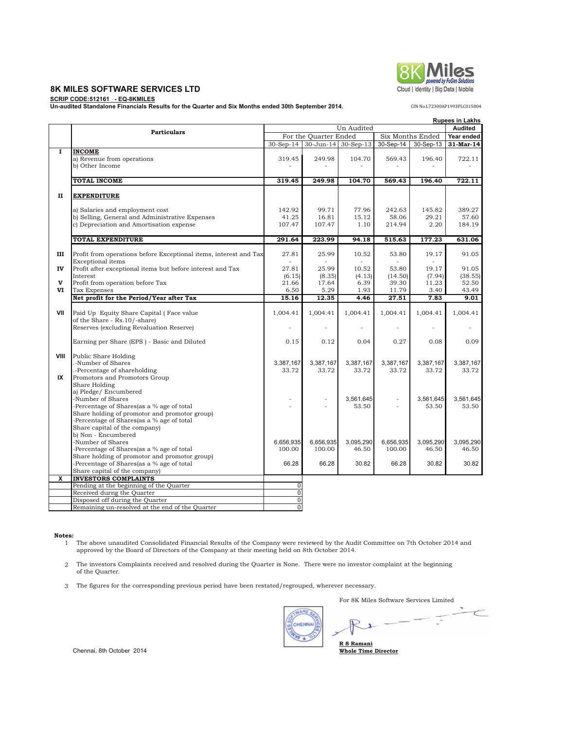# 8K MILES SOFTWARE SERVICES LTD

**SCRIP CODE:512161 - EQ-8KMILES**

**Un-audited Standalone Financials Results for the Quarter and Six Months ended 30th September 2014.**

CIN No.L72300AP1993PLC015804

**Rupees in Lakhs**

| | Particulars | Un Audited | | | | | Audited |
|---|---|---|---|---|---|---|---|
| | | For the Quarter Ended | | | Six Months Ended | | Year ended |
| | | 30-Sep-14 | 30-Jun-14 | 30-Sep-13 | 30-Sep-14 | 30-Sep-13 | 31-Mar-14 |
| I | **INCOME** | | | | | | |
| | a) Revenue from operations | 319.45 | 249.98 | 104.70 | 569.43 | 196.40 | 722.11 |
| | b) Other Income | - | - | - | - | - | - |
| | **TOTAL INCOME** | **319.45** | **249.98** | **104.70** | **569.43** | **196.40** | **722.11** |
| II | **EXPENDITURE** | | | | | | |
| | a) Salaries and employment cost | 142.92 | 99.71 | 77.96 | 242.63 | 145.82 | 389.27 |
| | b) Selling, General and Administrative Expenses | 41.25 | 16.81 | 15.12 | 58.06 | 29.21 | 57.60 |
| | c) Depreciation and Amortisation expense | 107.47 | 107.47 | 1.10 | 214.94 | 2.20 | 184.19 |
| | **TOTAL EXPENDITURE** | **291.64** | **223.99** | **94.18** | **515.63** | **177.23** | **631.06** |
| III | Profit from operations before Exceptional items, interest and Tax | 27.81 | 25.99 | 10.52 | 53.80 | 19.17 | 91.05 |
| | Exceptional items | - | - | - | - | - | - |
| IV | Profit after exceptional items but before interest and Tax | 27.81 | 25.99 | 10.52 | 53.80 | 19.17 | 91.05 |
| | Interest | (6.15) | (8.35) | (4.13) | (14.50) | (7.94) | (38.55) |
| V | Profit from operation before Tax | 21.66 | 17.64 | 6.39 | 39.30 | 11.23 | 52.50 |
| VI | Tax Expenses | 6.50 | 5.29 | 1.93 | 11.79 | 3.40 | 43.49 |
| | **Net profit for the Period/Year after Tax** | **15.16** | **12.35** | **4.46** | **27.51** | **7.83** | **9.01** |
| VII | Paid Up Equity Share Capital ( Face value of the Share - Rs.10/-share) | 1,004.41 | 1,004.41 | 1,004.41 | 1,004.41 | 1,004.41 | 1,004.41 |
| | Reserves (excluding Revaluation Reserve) | - | - | - | - | - | - |
| | Earning per Share (EPS ) - Basic and Diluted | 0.15 | 0.12 | 0.04 | 0.27 | 0.08 | 0.09 |
| VIII | Public Share Holding | | | | | | |
| | .-Number of Shares | 3,387,167 | 3,387,167 | 3,387,167 | 3,387,167 | 3,387,167 | 3,387,167 |
| | .-Percentage of shareholding | 33.72 | 33.72 | 33.72 | 33.72 | 33.72 | 33.72 |
| IX | Promotors and Promotors Group Share Holding | | | | | | |
| | a) Pledge/ Encumbered | | | | | | |
| | -Number of Shares | - | - | 3,561,645 | - | 3,561,645 | 3,561,645 |
| | -Percentage of Shares(as a % age of total Share holding of promotor and promotor group) | - | - | 53.50 | - | 53.50 | 53.50 |
| | -Percentage of Shares(as a % age of total Share capital of the company) | | | | | | |
| | b) Non - Encumbered | | | | | | |
| | -Number of Shares | 6,656,935 | 6,656,935 | 3,095,290 | 6,656,935 | 3,095,290 | 3,095,290 |
| | -Percentage of Shares(as a % age of total Share holding of promotor and promotor group) | 100.00 | 100.00 | 46.50 | 100.00 | 46.50 | 46.50 |
| | -Percentage of Shares(as a % age of total Share capital of the company) | 66.28 | 66.28 | 30.82 | 66.28 | 30.82 | 30.82 |
| X | **INVESTORS COMPLAINTS** | | | | | | |
| | Pending at the beginning of the Quarter | 0 | | | | | |
| | Received durng the Quarter | 0 | | | | | |
| | Disposed off during the Quarter | 0 | | | | | |
| | Remaining un-resolved at the end of the Quarter | 0 | | | | | |

**Notes:**

1. The above unaudited Consolidated Financial Results of the Company were reviewed by the Audit Committee on 7th October 2014 and approved by the Board of Directors of the Company at their meeting held on 8th October 2014.
2. The investors Complaints received and resolved during the Quarter is None. There were no investor complaint at the beginning of the Quarter.
3. The figures for the corresponding previous period have been restated/regrouped, wherever necessary.

For 8K Miles Software Services Limited

**R S Ramani**
**Whole Time Director**

Chennai, 8th October 2014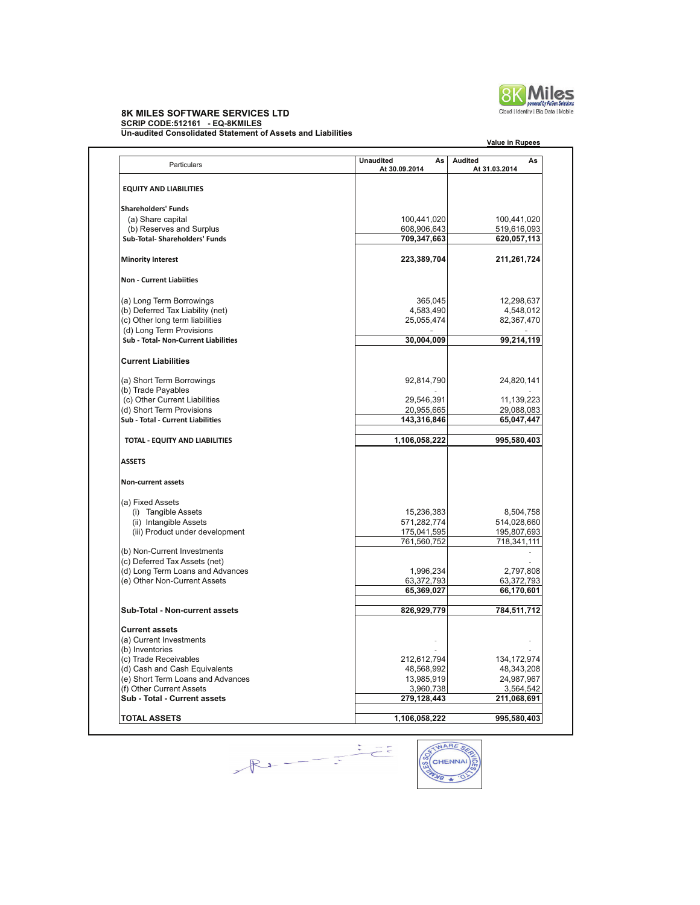**8K MILES SOFTWARE SERVICES LTD**

**SCRIP CODE:512161 - EQ-8KMILES**

**Un-audited Consolidated Statement of Assets and Liabilities**

**Value in Rupees**

| Particulars | Unaudited As At 30.09.2014 | Audited As At 31.03.2014 |
|---|---|---|
| **EQUITY AND LIABILITIES** | | |
| **Shareholders' Funds** | | |
| (a) Share capital | 100,441,020 | 100,441,020 |
| (b) Reserves and Surplus | 608,906,643 | 519,616,093 |
| **Sub-Total- Shareholders' Funds** | **709,347,663** | **620,057,113** |
| **Minority Interest** | **223,389,704** | **211,261,724** |
| **Non - Current Liabiities** | | |
| (a) Long Term Borrowings | 365,045 | 12,298,637 |
| (b) Deferred Tax Liability (net) | 4,583,490 | 4,548,012 |
| (c) Other long term liabilities | 25,055,474 | 82,367,470 |
| (d) Long Term Provisions | - | - |
| **Sub - Total- Non-Current Liabilities** | **30,004,009** | **99,214,119** |
| **Current Liabilities** | | |
| (a) Short Term Borrowings | 92,814,790 | 24,820,141 |
| (b) Trade Payables | - | - |
| (c) Other Current Liabilities | 29,546,391 | 11,139,223 |
| (d) Short Term Provisions | 20,955,665 | 29,088,083 |
| **Sub - Total - Current Liabilities** | **143,316,846** | **65,047,447** |
| **TOTAL - EQUITY AND LIABILITIES** | **1,106,058,222** | **995,580,403** |
| **ASSETS** | | |
| **Non-current assets** | | |
| (a) Fixed Assets | | |
| (i) Tangible Assets | 15,236,383 | 8,504,758 |
| (ii) Intangible Assets | 571,282,774 | 514,028,660 |
| (iii) Product under development | 175,041,595 | 195,807,693 |
| | 761,560,752 | 718,341,111 |
| (b) Non-Current Investments | | - |
| (c) Deferred Tax Assets (net) | | - |
| (d) Long Term Loans and Advances | 1,996,234 | 2,797,808 |
| (e) Other Non-Current Assets | 63,372,793 | 63,372,793 |
| | **65,369,027** | **66,170,601** |
| **Sub-Total - Non-current assets** | **826,929,779** | **784,511,712** |
| **Current assets** | | |
| (a) Current Investments | - | - |
| (b) Inventories | - | - |
| (c) Trade Receivables | 212,612,794 | 134,172,974 |
| (d) Cash and Cash Equivalents | 48,568,992 | 48,343,208 |
| (e) Short Term Loans and Advances | 13,985,919 | 24,987,967 |
| (f) Other Current Assets | 3,960,738 | 3,564,542 |
| **Sub - Total - Current assets** | **279,128,443** | **211,068,691** |
| **TOTAL ASSETS** | **1,106,058,222** | **995,580,403** |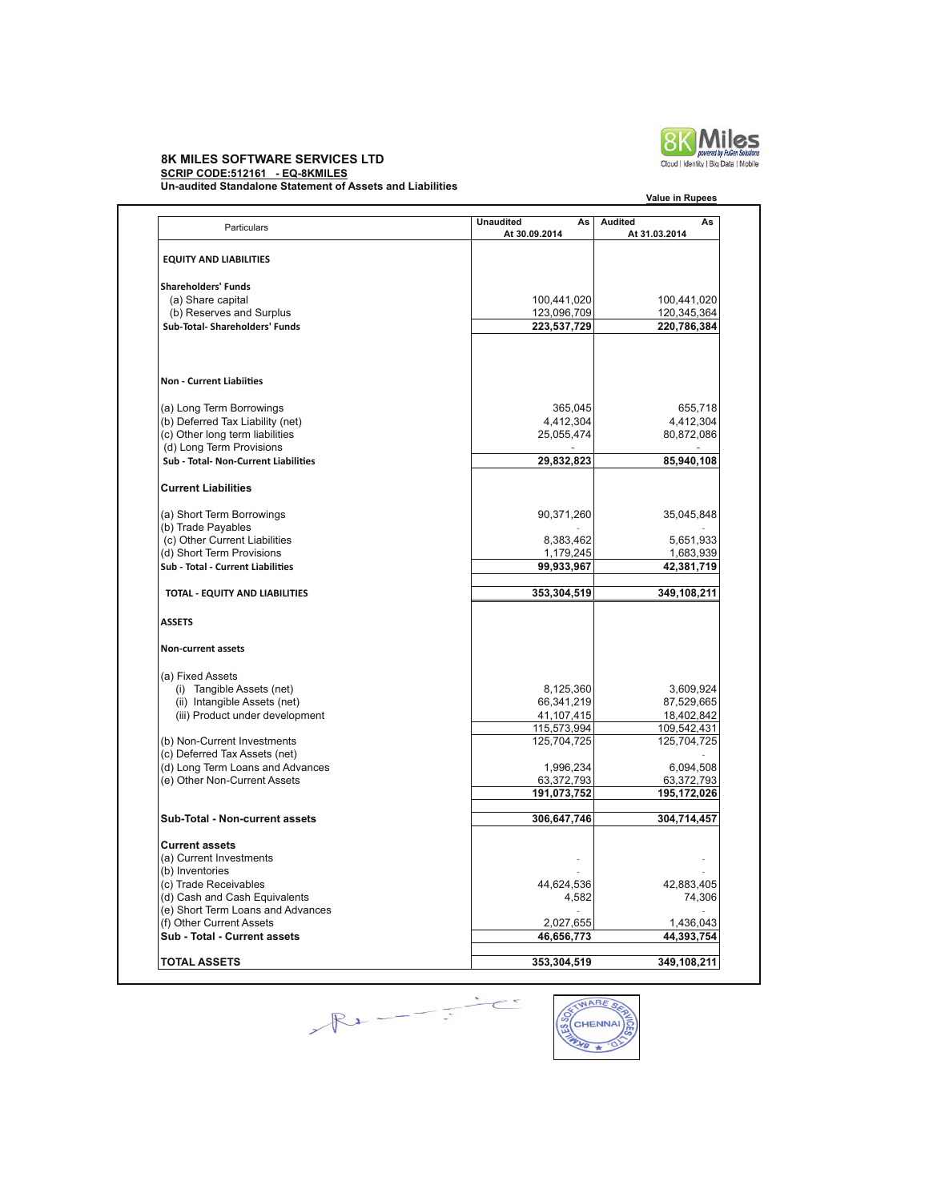**8K MILES SOFTWARE SERVICES LTD**
**SCRIP CODE:512161 - EQ-8KMILES**
**Un-audited Standalone Statement of Assets and Liabilities**

8K Miles powered by FuGen Solutions
Cloud | Identity | Big Data | Mobile

**Value in Rupees**

| Particulars | Unaudited As At 30.09.2014 | Audited As At 31.03.2014 |
|---|---|---|
| **EQUITY AND LIABILITIES** | | |
| **Shareholders' Funds** | | |
| (a) Share capital | 100,441,020 | 100,441,020 |
| (b) Reserves and Surplus | 123,096,709 | 120,345,364 |
| **Sub-Total- Shareholders' Funds** | **223,537,729** | **220,786,384** |
| **Non - Current Liabiities** | | |
| (a) Long Term Borrowings | 365,045 | 655,718 |
| (b) Deferred Tax Liability (net) | 4,412,304 | 4,412,304 |
| (c) Other long term liabilities | 25,055,474 | 80,872,086 |
| (d) Long Term Provisions | - | - |
| **Sub - Total- Non-Current Liabilities** | **29,832,823** | **85,940,108** |
| **Current Liabilities** | | |
| (a) Short Term Borrowings | 90,371,260 | 35,045,848 |
| (b) Trade Payables | - | - |
| (c) Other Current Liabilities | 8,383,462 | 5,651,933 |
| (d) Short Term Provisions | 1,179,245 | 1,683,939 |
| **Sub - Total - Current Liabilities** | **99,933,967** | **42,381,719** |
| **TOTAL - EQUITY AND LIABILITIES** | **353,304,519** | **349,108,211** |
| **ASSETS** | | |
| **Non-current assets** | | |
| (a) Fixed Assets | | |
| (i) Tangible Assets (net) | 8,125,360 | 3,609,924 |
| (ii) Intangible Assets (net) | 66,341,219 | 87,529,665 |
| (iii) Product under development | 41,107,415 | 18,402,842 |
| | 115,573,994 | 109,542,431 |
| (b) Non-Current Investments | 125,704,725 | 125,704,725 |
| (c) Deferred Tax Assets (net) | | - |
| (d) Long Term Loans and Advances | 1,996,234 | 6,094,508 |
| (e) Other Non-Current Assets | 63,372,793 | 63,372,793 |
| | **191,073,752** | **195,172,026** |
| **Sub-Total - Non-current assets** | **306,647,746** | **304,714,457** |
| **Current assets** | | |
| (a) Current Investments | - | - |
| (b) Inventories | - | - |
| (c) Trade Receivables | 44,624,536 | 42,883,405 |
| (d) Cash and Cash Equivalents | 4,582 | 74,306 |
| (e) Short Term Loans and Advances | - | - |
| (f) Other Current Assets | 2,027,655 | 1,436,043 |
| **Sub - Total - Current assets** | **46,656,773** | **44,393,754** |
| **TOTAL ASSETS** | **353,304,519** | **349,108,211** |

8K MILES SOFTWARE SERVICES LTD. CHENNAI